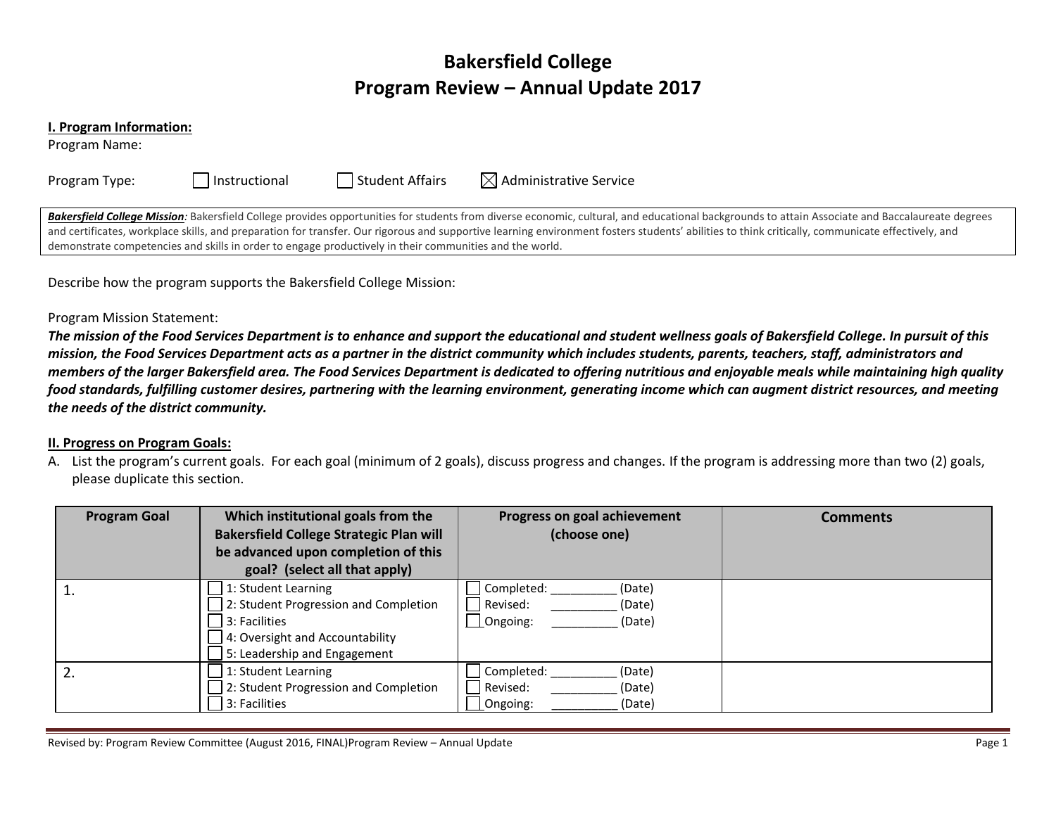# Bakersfield College
# Program Review – Annual Update 2017

**I. Program Information:**

Program Name:

Program Type: ☐ Instructional ☐ Student Affairs ☒ Administrative Service

***Bakersfield College Mission***: Bakersfield College provides opportunities for students from diverse economic, cultural, and educational backgrounds to attain Associate and Baccalaureate degrees and certificates, workplace skills, and preparation for transfer. Our rigorous and supportive learning environment fosters students' abilities to think critically, communicate effectively, and demonstrate competencies and skills in order to engage productively in their communities and the world.

Describe how the program supports the Bakersfield College Mission:

Program Mission Statement:

***The mission of the Food Services Department is to enhance and support the educational and student wellness goals of Bakersfield College. In pursuit of this mission, the Food Services Department acts as a partner in the district community which includes students, parents, teachers, staff, administrators and members of the larger Bakersfield area. The Food Services Department is dedicated to offering nutritious and enjoyable meals while maintaining high quality food standards, fulfilling customer desires, partnering with the learning environment, generating income which can augment district resources, and meeting the needs of the district community.***

**II. Progress on Program Goals:**

A. List the program's current goals. For each goal (minimum of 2 goals), discuss progress and changes. If the program is addressing more than two (2) goals, please duplicate this section.

| Program Goal | Which institutional goals from the Bakersfield College Strategic Plan will be advanced upon completion of this goal? (select all that apply) | Progress on goal achievement (choose one) | Comments |
|---|---|---|---|
| 1. | ☐ 1: Student Learning<br>☐ 2: Student Progression and Completion<br>☐ 3: Facilities<br>☐ 4: Oversight and Accountability<br>☐ 5: Leadership and Engagement | ☐ Completed: __________ (Date)<br>☐ Revised: __________ (Date)<br>☐ Ongoing: __________ (Date) | |
| 2. | ☐ 1: Student Learning<br>☐ 2: Student Progression and Completion<br>☐ 3: Facilities | ☐ Completed: __________ (Date)<br>☐ Revised: __________ (Date)<br>☐ Ongoing: __________ (Date) | |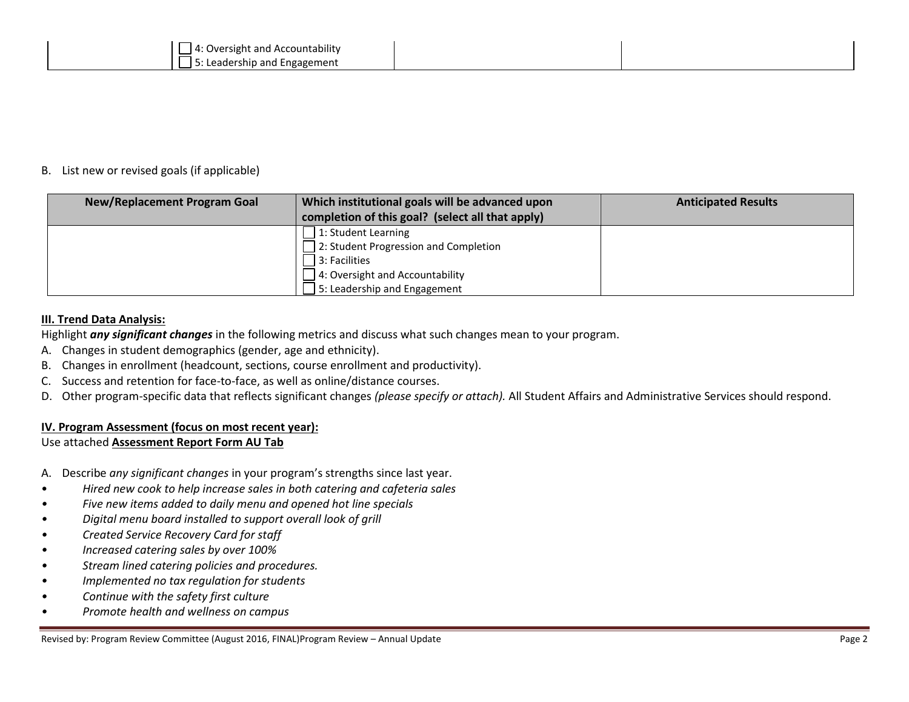| | ☐ 4: Oversight and Accountability<br>☐ 5: Leadership and Engagement | | |
|---|---|---|---|

B. List new or revised goals (if applicable)

| New/Replacement Program Goal | Which institutional goals will be advanced upon completion of this goal? (select all that apply) | Anticipated Results |
|---|---|---|
| | ☐ 1: Student Learning<br>☐ 2: Student Progression and Completion<br>☐ 3: Facilities<br>☐ 4: Oversight and Accountability<br>☐ 5: Leadership and Engagement | |

**III. Trend Data Analysis:**

Highlight ***any significant changes*** in the following metrics and discuss what such changes mean to your program.

A. Changes in student demographics (gender, age and ethnicity).
B. Changes in enrollment (headcount, sections, course enrollment and productivity).
C. Success and retention for face-to-face, as well as online/distance courses.
D. Other program-specific data that reflects significant changes *(please specify or attach).* All Student Affairs and Administrative Services should respond.

**IV. Program Assessment (focus on most recent year):**

Use attached **Assessment Report Form AU Tab**

A. Describe *any significant changes* in your program's strengths since last year.

- *Hired new cook to help increase sales in both catering and cafeteria sales*
- *Five new items added to daily menu and opened hot line specials*
- *Digital menu board installed to support overall look of grill*
- *Created Service Recovery Card for staff*
- *Increased catering sales by over 100%*
- *Stream lined catering policies and procedures.*
- *Implemented no tax regulation for students*
- *Continue with the safety first culture*
- *Promote health and wellness on campus*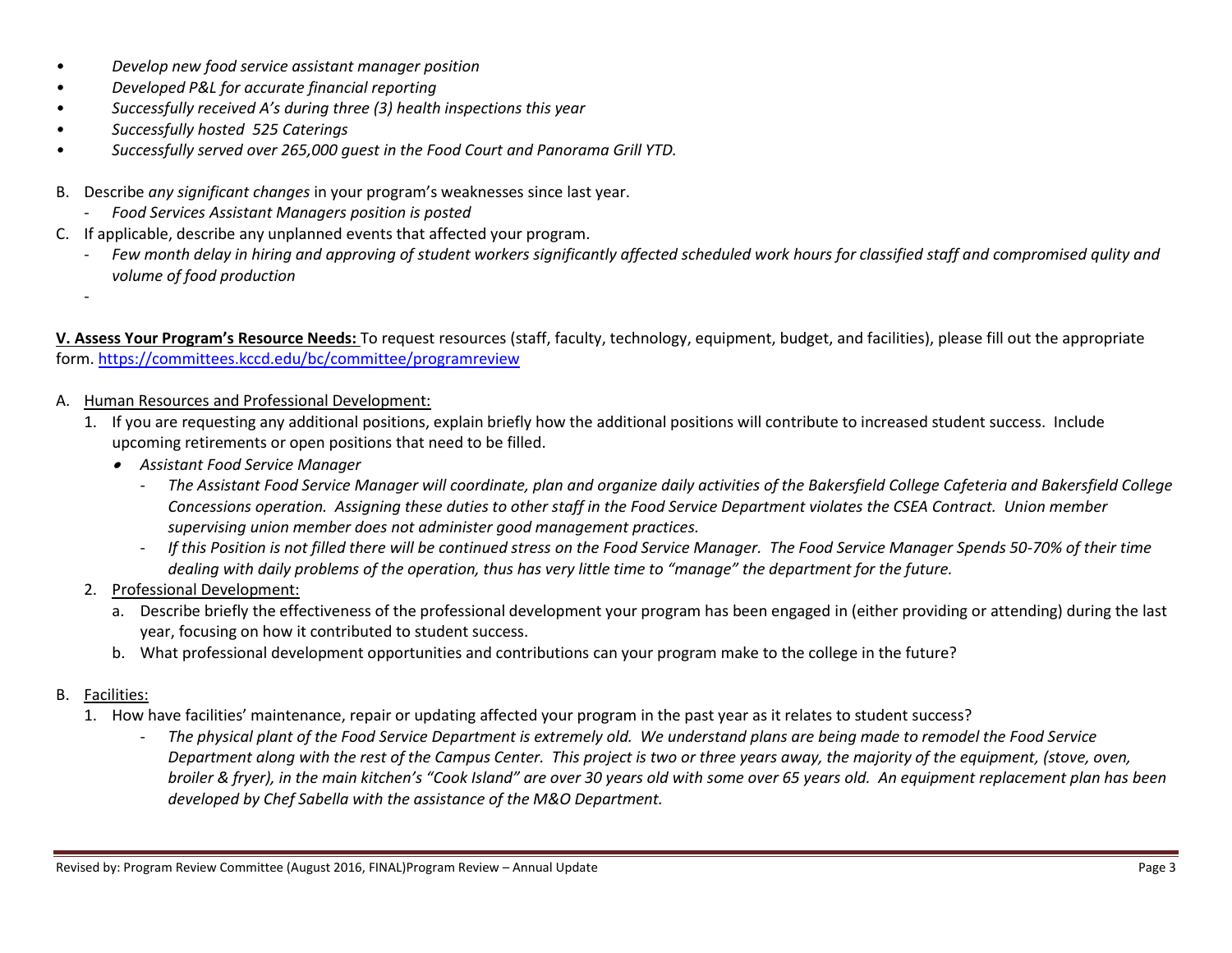- *Develop new food service assistant manager position*
- *Developed P&L for accurate financial reporting*
- *Successfully received A's during three (3) health inspections this year*
- *Successfully hosted 525 Caterings*
- *Successfully served over 265,000 guest in the Food Court and Panorama Grill YTD.*

B. Describe *any significant changes* in your program's weaknesses since last year.
   - *Food Services Assistant Managers position is posted*

C. If applicable, describe any unplanned events that affected your program.
   - *Few month delay in hiring and approving of student workers significantly affected scheduled work hours for classified staff and compromised qulity and volume of food production*
   -

**V. Assess Your Program's Resource Needs:** To request resources (staff, faculty, technology, equipment, budget, and facilities), please fill out the appropriate form. https://committees.kccd.edu/bc/committee/programreview

A. Human Resources and Professional Development:
   1. If you are requesting any additional positions, explain briefly how the additional positions will contribute to increased student success. Include upcoming retirements or open positions that need to be filled.
      - *Assistant Food Service Manager*
         - *The Assistant Food Service Manager will coordinate, plan and organize daily activities of the Bakersfield College Cafeteria and Bakersfield College Concessions operation. Assigning these duties to other staff in the Food Service Department violates the CSEA Contract. Union member supervising union member does not administer good management practices.*
         - *If this Position is not filled there will be continued stress on the Food Service Manager. The Food Service Manager Spends 50-70% of their time dealing with daily problems of the operation, thus has very little time to "manage" the department for the future.*
   2. Professional Development:
      a. Describe briefly the effectiveness of the professional development your program has been engaged in (either providing or attending) during the last year, focusing on how it contributed to student success.
      b. What professional development opportunities and contributions can your program make to the college in the future?

B. Facilities:
   1. How have facilities' maintenance, repair or updating affected your program in the past year as it relates to student success?
      - *The physical plant of the Food Service Department is extremely old. We understand plans are being made to remodel the Food Service Department along with the rest of the Campus Center. This project is two or three years away, the majority of the equipment, (stove, oven, broiler & fryer), in the main kitchen's "Cook Island" are over 30 years old with some over 65 years old. An equipment replacement plan has been developed by Chef Sabella with the assistance of the M&O Department.*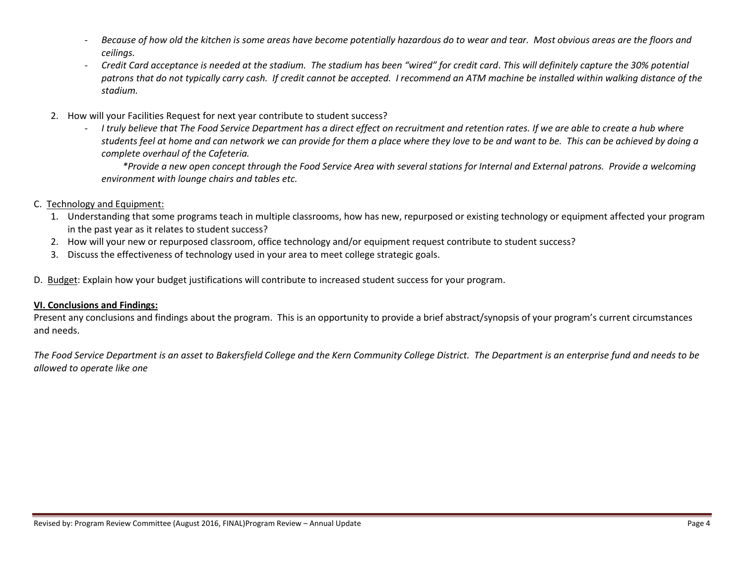- *Because of how old the kitchen is some areas have become potentially hazardous do to wear and tear. Most obvious areas are the floors and ceilings.*
- *Credit Card acceptance is needed at the stadium. The stadium has been "wired" for credit card. This will definitely capture the 30% potential patrons that do not typically carry cash. If credit cannot be accepted. I recommend an ATM machine be installed within walking distance of the stadium.*

2. How will your Facilities Request for next year contribute to student success?
   - *I truly believe that The Food Service Department has a direct effect on recruitment and retention rates. If we are able to create a hub where students feel at home and can network we can provide for them a place where they love to be and want to be. This can be achieved by doing a complete overhaul of the Cafeteria.*

     **Provide a new open concept through the Food Service Area with several stations for Internal and External patrons. Provide a welcoming environment with lounge chairs and tables etc.*

C. <u>Technology and Equipment:</u>

1. Understanding that some programs teach in multiple classrooms, how has new, repurposed or existing technology or equipment affected your program in the past year as it relates to student success?
2. How will your new or repurposed classroom, office technology and/or equipment request contribute to student success?
3. Discuss the effectiveness of technology used in your area to meet college strategic goals.

D. <u>Budget</u>: Explain how your budget justifications will contribute to increased student success for your program.

## VI. Conclusions and Findings:

Present any conclusions and findings about the program. This is an opportunity to provide a brief abstract/synopsis of your program's current circumstances and needs.

*The Food Service Department is an asset to Bakersfield College and the Kern Community College District. The Department is an enterprise fund and needs to be allowed to operate like one*